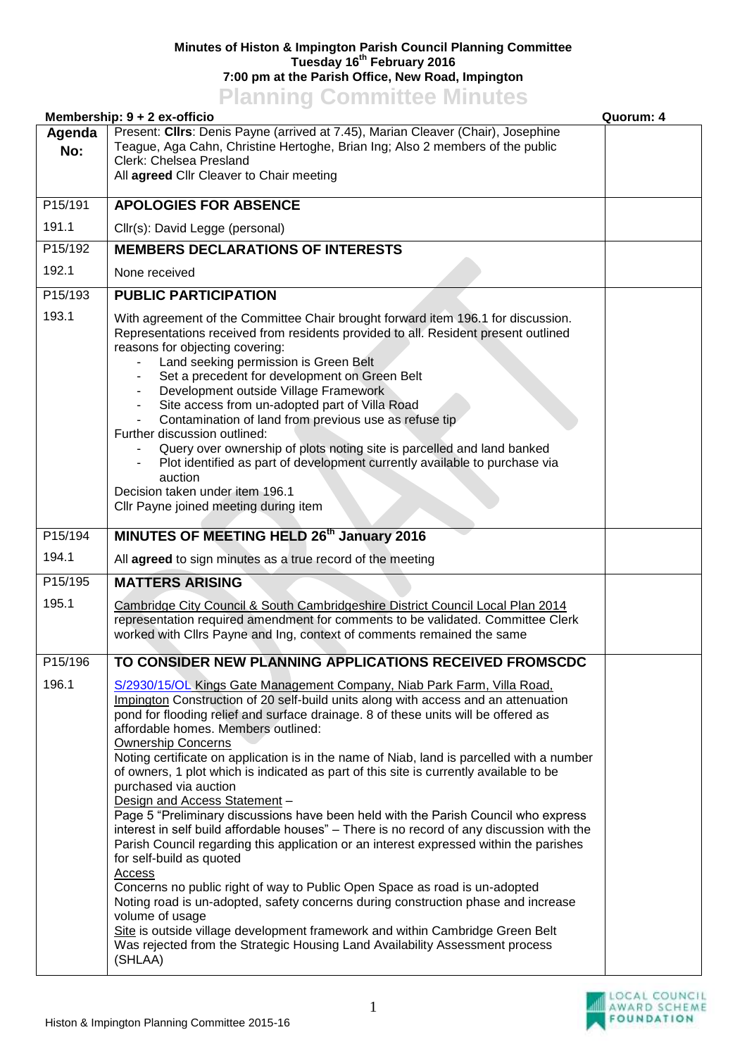**Minutes of Histon & Impington Parish Council Planning Committee**
**Tuesday 16th February 2016**
**7:00 pm at the Parish Office, New Road, Impington**

# Planning Committee Minutes

**Membership: 9 + 2 ex-officio** **Quorum: 4**

| Agenda No: | | |
|---|---|---|
| | Present: **Cllrs**: Denis Payne (arrived at 7.45), Marian Cleaver (Chair), Josephine Teague, Aga Cahn, Christine Hertoghe, Brian Ing; Also 2 members of the public<br>Clerk: Chelsea Presland<br>All **agreed** Cllr Cleaver to Chair meeting | |
| P15/191 | **APOLOGIES FOR ABSENCE** | |
| 191.1 | Cllr(s): David Legge (personal) | |
| P15/192 | **MEMBERS DECLARATIONS OF INTERESTS** | |
| 192.1 | None received | |
| P15/193 | **PUBLIC PARTICIPATION** | |
| 193.1 | With agreement of the Committee Chair brought forward item 196.1 for discussion. Representations received from residents provided to all. Resident present outlined reasons for objecting covering:<br>- Land seeking permission is Green Belt<br>- Set a precedent for development on Green Belt<br>- Development outside Village Framework<br>- Site access from un-adopted part of Villa Road<br>- Contamination of land from previous use as refuse tip<br>Further discussion outlined:<br>- Query over ownership of plots noting site is parcelled and land banked<br>- Plot identified as part of development currently available to purchase via auction<br>Decision taken under item 196.1<br>Cllr Payne joined meeting during item | |
| P15/194 | **MINUTES OF MEETING HELD 26th January 2016** | |
| 194.1 | All **agreed** to sign minutes as a true record of the meeting | |
| P15/195 | **MATTERS ARISING** | |
| 195.1 | Cambridge City Council & South Cambridgeshire District Council Local Plan 2014 representation required amendment for comments to be validated. Committee Clerk worked with Cllrs Payne and Ing, context of comments remained the same | |
| P15/196 | **TO CONSIDER NEW PLANNING APPLICATIONS RECEIVED FROMSCDC** | |
| 196.1 | S/2930/15/OL Kings Gate Management Company, Niab Park Farm, Villa Road, Impington Construction of 20 self-build units along with access and an attenuation pond for flooding relief and surface drainage. 8 of these units will be offered as affordable homes. Members outlined:<br>Ownership Concerns<br>Noting certificate on application is in the name of Niab, land is parcelled with a number of owners, 1 plot which is indicated as part of this site is currently available to be purchased via auction<br>Design and Access Statement –<br>Page 5 "Preliminary discussions have been held with the Parish Council who express interest in self build affordable houses" – There is no record of any discussion with the Parish Council regarding this application or an interest expressed within the parishes for self-build as quoted<br>Access<br>Concerns no public right of way to Public Open Space as road is un-adopted<br>Noting road is un-adopted, safety concerns during construction phase and increase volume of usage<br>Site is outside village development framework and within Cambridge Green Belt<br>Was rejected from the Strategic Housing Land Availability Assessment process (SHLAA) | |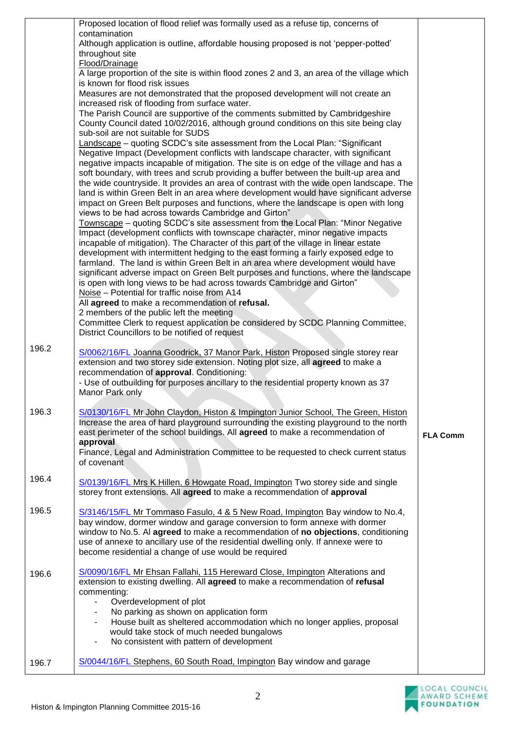| | | |
|---|---|---|
| | Proposed location of flood relief was formally used as a refuse tip, concerns of contamination<br>Although application is outline, affordable housing proposed is not 'pepper-potted' throughout site<br><u>Flood/Drainage</u><br>A large proportion of the site is within flood zones 2 and 3, an area of the village which is known for flood risk issues<br>Measures are not demonstrated that the proposed development will not create an increased risk of flooding from surface water.<br>The Parish Council are supportive of the comments submitted by Cambridgeshire County Council dated 10/02/2016, although ground conditions on this site being clay sub-soil are not suitable for SUDS<br><u>Landscape</u> – quoting SCDC's site assessment from the Local Plan: "Significant Negative Impact (Development conflicts with landscape character, with significant negative impacts incapable of mitigation. The site is on edge of the village and has a soft boundary, with trees and scrub providing a buffer between the built-up area and the wide countryside. It provides an area of contrast with the wide open landscape. The land is within Green Belt in an area where development would have significant adverse impact on Green Belt purposes and functions, where the landscape is open with long views to be had across towards Cambridge and Girton"<br><u>Townscape</u> – quoting SCDC's site assessment from the Local Plan: "Minor Negative Impact (development conflicts with townscape character, minor negative impacts incapable of mitigation). The Character of this part of the village in linear estate development with intermittent hedging to the east forming a fairly exposed edge to farmland. The land is within Green Belt in an area where development would have significant adverse impact on Green Belt purposes and functions, where the landscape is open with long views to be had across towards Cambridge and Girton"<br><u>Noise</u> – Potential for traffic noise from A14<br>All **agreed** to make a recommendation of **refusal.**<br>2 members of the public left the meeting<br>Committee Clerk to request application be considered by SCDC Planning Committee, District Councillors to be notified of request | |
| 196.2 | <u>S/0062/16/FL Joanna Goodrick, 37 Manor Park, Histon</u> Proposed single storey rear extension and two storey side extension. Noting plot size, all **agreed** to make a recommendation of **approval**. Conditioning:<br>- Use of outbuilding for purposes ancillary to the residential property known as 37 Manor Park only | |
| 196.3 | <u>S/0130/16/FL Mr John Claydon, Histon & Impington Junior School, The Green, Histon</u> Increase the area of hard playground surrounding the existing playground to the north east perimeter of the school buildings. All **agreed** to make a recommendation of **approval**<br>Finance, Legal and Administration Committee to be requested to check current status of covenant | **FLA Comm** |
| 196.4 | <u>S/0139/16/FL Mrs K Hillen, 6 Howgate Road, Impington</u> Two storey side and single storey front extensions. All **agreed** to make a recommendation of **approval** | |
| 196.5 | <u>S/3146/15/FL Mr Tommaso Fasulo, 4 & 5 New Road, Impington</u> Bay window to No.4, bay window, dormer window and garage conversion to form annexe with dormer window to No.5. Al **agreed** to make a recommendation of **no objections**, conditioning use of annexe to ancillary use of the residential dwelling only. If annexe were to become residential a change of use would be required | |
| 196.6 | <u>S/0090/16/FL Mr Ehsan Fallahi, 115 Hereward Close, Impington</u> Alterations and extension to existing dwelling. All **agreed** to make a recommendation of **refusal** commenting:<br>- Overdevelopment of plot<br>- No parking as shown on application form<br>- House built as sheltered accommodation which no longer applies, proposal would take stock of much needed bungalows<br>- No consistent with pattern of development | |
| 196.7 | <u>S/0044/16/FL Stephens, 60 South Road, Impington</u> Bay window and garage | |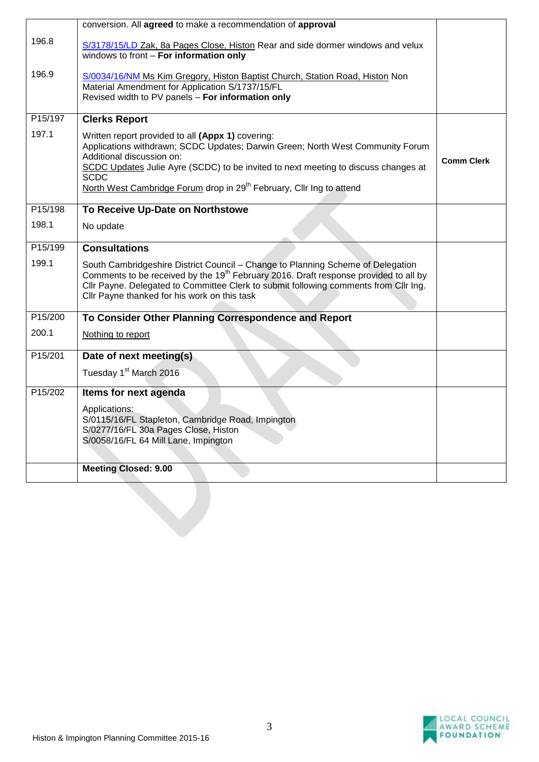| | | |
|---|---|---|
| | conversion. All **agreed** to make a recommendation of **approval** | |
| 196.8 | S/3178/15/LD Zak, 8a Pages Close, Histon Rear and side dormer windows and velux windows to front – **For information only** | |
| 196.9 | S/0034/16/NM Ms Kim Gregory, Histon Baptist Church, Station Road, Histon Non Material Amendment for Application S/1737/15/FL<br>Revised width to PV panels – **For information only** | |
| P15/197 | **Clerks Report** | |
| 197.1 | Written report provided to all **(Appx 1)** covering:<br>Applications withdrawn; SCDC Updates; Darwin Green; North West Community Forum<br>Additional discussion on:<br>SCDC Updates Julie Ayre (SCDC) to be invited to next meeting to discuss changes at SCDC<br>North West Cambridge Forum drop in 29th February, Cllr Ing to attend | **Comm Clerk** |
| P15/198 | **To Receive Up-Date on Northstowe** | |
| 198.1 | No update | |
| P15/199 | **Consultations** | |
| 199.1 | South Cambridgeshire District Council – Change to Planning Scheme of Delegation<br>Comments to be received by the 19th February 2016. Draft response provided to all by Cllr Payne. Delegated to Committee Clerk to submit following comments from Cllr Ing. Cllr Payne thanked for his work on this task | |
| P15/200 | **To Consider Other Planning Correspondence and Report** | |
| 200.1 | Nothing to report | |
| P15/201 | **Date of next meeting(s)**<br>Tuesday 1st March 2016 | |
| P15/202 | **Items for next agenda**<br>Applications:<br>S/0115/16/FL Stapleton, Cambridge Road, Impington<br>S/0277/16/FL 30a Pages Close, Histon<br>S/0058/16/FL 64 Mill Lane, Impington | |
| | **Meeting Closed: 9.00** | |